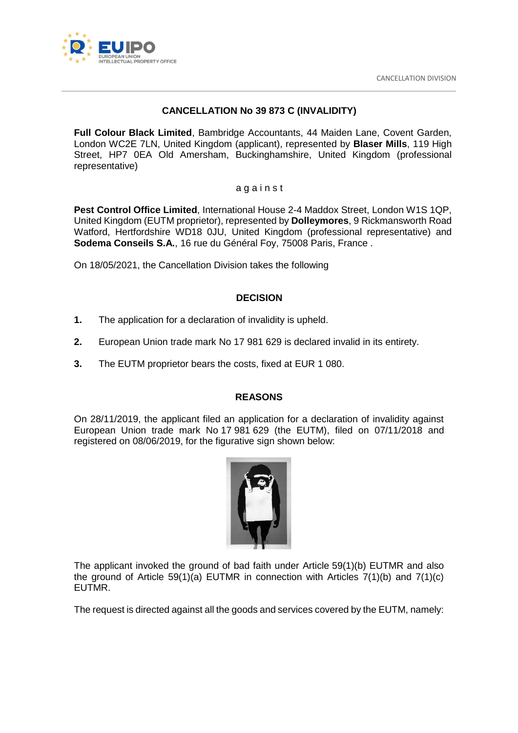# CANCELLATION No 39 873 C (INVALIDITY)

**Full Colour Black Limited**, Bambridge Accountants, 44 Maiden Lane, Covent Garden, London WC2E 7LN, United Kingdom (applicant), represented by **Blaser Mills**, 119 High Street, HP7 0EA Old Amersham, Buckinghamshire, United Kingdom (professional representative)

a g a i n s t

**Pest Control Office Limited**, International House 2-4 Maddox Street, London W1S 1QP, United Kingdom (EUTM proprietor), represented by **Dolleymores**, 9 Rickmansworth Road Watford, Hertfordshire WD18 0JU, United Kingdom (professional representative) and **Sodema Conseils S.A.**, 16 rue du Général Foy, 75008 Paris, France .

On 18/05/2021, the Cancellation Division takes the following

## DECISION

1. The application for a declaration of invalidity is upheld.
2. European Union trade mark No 17 981 629 is declared invalid in its entirety.
3. The EUTM proprietor bears the costs, fixed at EUR 1 080.

## REASONS

On 28/11/2019, the applicant filed an application for a declaration of invalidity against European Union trade mark No 17 981 629 (the EUTM), filed on 07/11/2018 and registered on 08/06/2019, for the figurative sign shown below:

The applicant invoked the ground of bad faith under Article 59(1)(b) EUTMR and also the ground of Article 59(1)(a) EUTMR in connection with Articles 7(1)(b) and 7(1)(c) EUTMR.

The request is directed against all the goods and services covered by the EUTM, namely: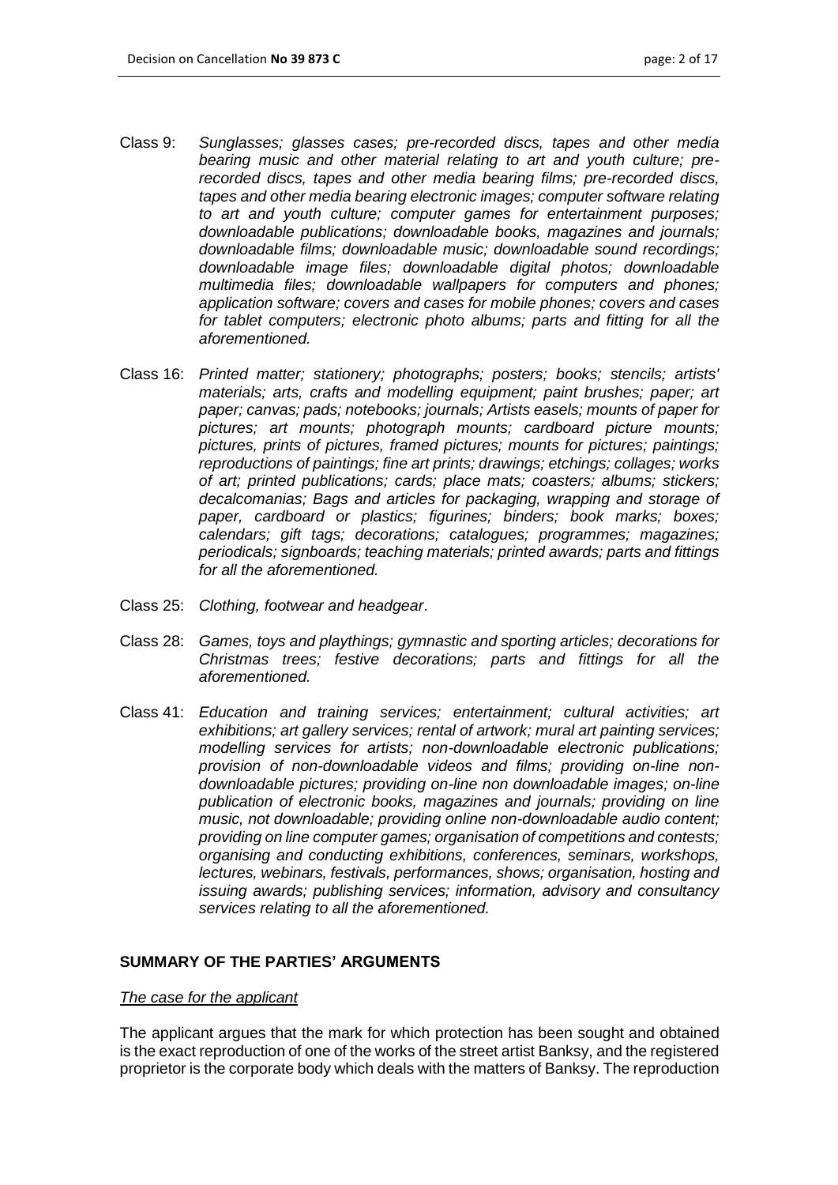Class 9: *Sunglasses; glasses cases; pre-recorded discs, tapes and other media bearing music and other material relating to art and youth culture; pre-recorded discs, tapes and other media bearing films; pre-recorded discs, tapes and other media bearing electronic images; computer software relating to art and youth culture; computer games for entertainment purposes; downloadable publications; downloadable books, magazines and journals; downloadable films; downloadable music; downloadable sound recordings; downloadable image files; downloadable digital photos; downloadable multimedia files; downloadable wallpapers for computers and phones; application software; covers and cases for mobile phones; covers and cases for tablet computers; electronic photo albums; parts and fitting for all the aforementioned.*

Class 16: *Printed matter; stationery; photographs; posters; books; stencils; artists' materials; arts, crafts and modelling equipment; paint brushes; paper; art paper; canvas; pads; notebooks; journals; Artists easels; mounts of paper for pictures; art mounts; photograph mounts; cardboard picture mounts; pictures, prints of pictures, framed pictures; mounts for pictures; paintings; reproductions of paintings; fine art prints; drawings; etchings; collages; works of art; printed publications; cards; place mats; coasters; albums; stickers; decalcomanias; Bags and articles for packaging, wrapping and storage of paper, cardboard or plastics; figurines; binders; book marks; boxes; calendars; gift tags; decorations; catalogues; programmes; magazines; periodicals; signboards; teaching materials; printed awards; parts and fittings for all the aforementioned.*

Class 25: *Clothing, footwear and headgear*.

Class 28: *Games, toys and playthings; gymnastic and sporting articles; decorations for Christmas trees; festive decorations; parts and fittings for all the aforementioned.*

Class 41: *Education and training services; entertainment; cultural activities; art exhibitions; art gallery services; rental of artwork; mural art painting services; modelling services for artists; non-downloadable electronic publications; provision of non-downloadable videos and films; providing on-line non-downloadable pictures; providing on-line non downloadable images; on-line publication of electronic books, magazines and journals; providing on line music, not downloadable; providing online non-downloadable audio content; providing on line computer games; organisation of competitions and contests; organising and conducting exhibitions, conferences, seminars, workshops, lectures, webinars, festivals, performances, shows; organisation, hosting and issuing awards; publishing services; information, advisory and consultancy services relating to all the aforementioned.*

## SUMMARY OF THE PARTIES' ARGUMENTS

*The case for the applicant*

The applicant argues that the mark for which protection has been sought and obtained is the exact reproduction of one of the works of the street artist Banksy, and the registered proprietor is the corporate body which deals with the matters of Banksy. The reproduction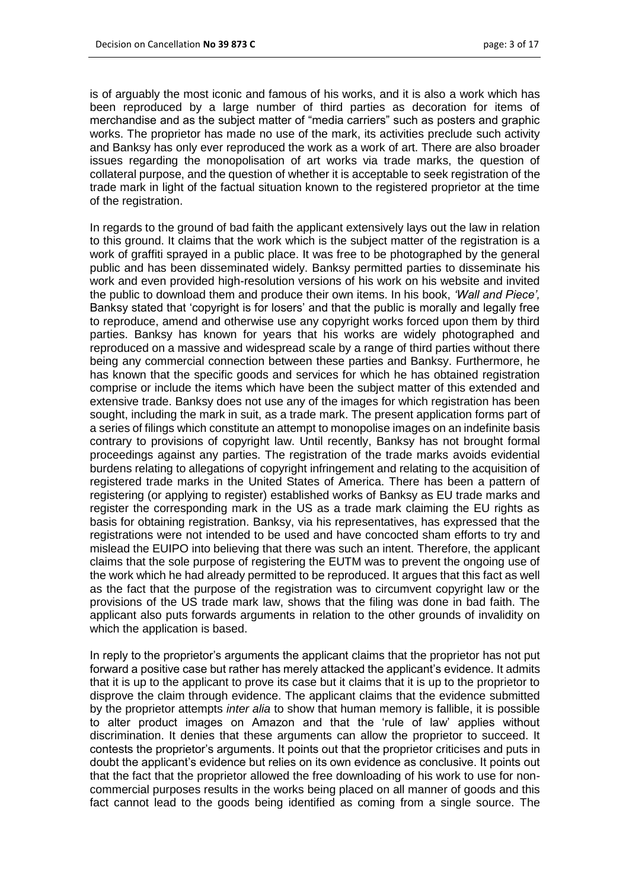is of arguably the most iconic and famous of his works, and it is also a work which has been reproduced by a large number of third parties as decoration for items of merchandise and as the subject matter of "media carriers" such as posters and graphic works. The proprietor has made no use of the mark, its activities preclude such activity and Banksy has only ever reproduced the work as a work of art. There are also broader issues regarding the monopolisation of art works via trade marks, the question of collateral purpose, and the question of whether it is acceptable to seek registration of the trade mark in light of the factual situation known to the registered proprietor at the time of the registration.

In regards to the ground of bad faith the applicant extensively lays out the law in relation to this ground. It claims that the work which is the subject matter of the registration is a work of graffiti sprayed in a public place. It was free to be photographed by the general public and has been disseminated widely. Banksy permitted parties to disseminate his work and even provided high-resolution versions of his work on his website and invited the public to download them and produce their own items. In his book, *'Wall and Piece',* Banksy stated that 'copyright is for losers' and that the public is morally and legally free to reproduce, amend and otherwise use any copyright works forced upon them by third parties. Banksy has known for years that his works are widely photographed and reproduced on a massive and widespread scale by a range of third parties without there being any commercial connection between these parties and Banksy. Furthermore, he has known that the specific goods and services for which he has obtained registration comprise or include the items which have been the subject matter of this extended and extensive trade. Banksy does not use any of the images for which registration has been sought, including the mark in suit, as a trade mark. The present application forms part of a series of filings which constitute an attempt to monopolise images on an indefinite basis contrary to provisions of copyright law. Until recently, Banksy has not brought formal proceedings against any parties. The registration of the trade marks avoids evidential burdens relating to allegations of copyright infringement and relating to the acquisition of registered trade marks in the United States of America. There has been a pattern of registering (or applying to register) established works of Banksy as EU trade marks and register the corresponding mark in the US as a trade mark claiming the EU rights as basis for obtaining registration. Banksy, via his representatives, has expressed that the registrations were not intended to be used and have concocted sham efforts to try and mislead the EUIPO into believing that there was such an intent. Therefore, the applicant claims that the sole purpose of registering the EUTM was to prevent the ongoing use of the work which he had already permitted to be reproduced. It argues that this fact as well as the fact that the purpose of the registration was to circumvent copyright law or the provisions of the US trade mark law, shows that the filing was done in bad faith. The applicant also puts forwards arguments in relation to the other grounds of invalidity on which the application is based.

In reply to the proprietor's arguments the applicant claims that the proprietor has not put forward a positive case but rather has merely attacked the applicant's evidence. It admits that it is up to the applicant to prove its case but it claims that it is up to the proprietor to disprove the claim through evidence. The applicant claims that the evidence submitted by the proprietor attempts *inter alia* to show that human memory is fallible, it is possible to alter product images on Amazon and that the 'rule of law' applies without discrimination. It denies that these arguments can allow the proprietor to succeed. It contests the proprietor's arguments. It points out that the proprietor criticises and puts in doubt the applicant's evidence but relies on its own evidence as conclusive. It points out that the fact that the proprietor allowed the free downloading of his work to use for non-commercial purposes results in the works being placed on all manner of goods and this fact cannot lead to the goods being identified as coming from a single source. The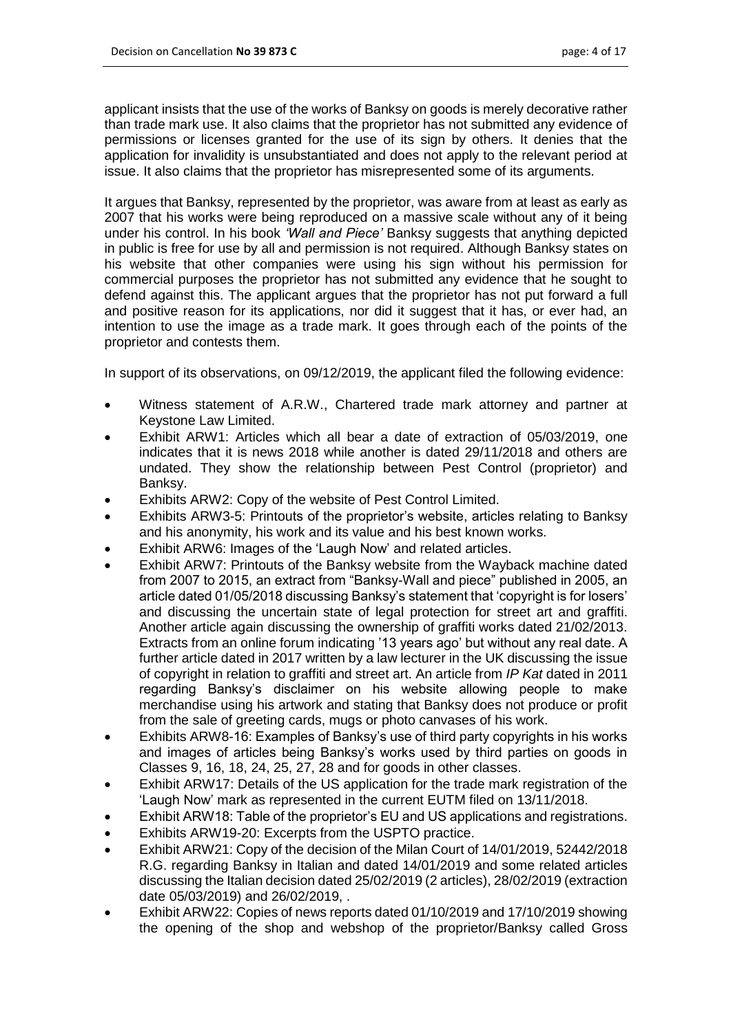applicant insists that the use of the works of Banksy on goods is merely decorative rather than trade mark use. It also claims that the proprietor has not submitted any evidence of permissions or licenses granted for the use of its sign by others. It denies that the application for invalidity is unsubstantiated and does not apply to the relevant period at issue. It also claims that the proprietor has misrepresented some of its arguments.

It argues that Banksy, represented by the proprietor, was aware from at least as early as 2007 that his works were being reproduced on a massive scale without any of it being under his control. In his book *'Wall and Piece'* Banksy suggests that anything depicted in public is free for use by all and permission is not required. Although Banksy states on his website that other companies were using his sign without his permission for commercial purposes the proprietor has not submitted any evidence that he sought to defend against this. The applicant argues that the proprietor has not put forward a full and positive reason for its applications, nor did it suggest that it has, or ever had, an intention to use the image as a trade mark. It goes through each of the points of the proprietor and contests them.

In support of its observations, on 09/12/2019, the applicant filed the following evidence:

- Witness statement of A.R.W., Chartered trade mark attorney and partner at Keystone Law Limited.
- Exhibit ARW1: Articles which all bear a date of extraction of 05/03/2019, one indicates that it is news 2018 while another is dated 29/11/2018 and others are undated. They show the relationship between Pest Control (proprietor) and Banksy.
- Exhibits ARW2: Copy of the website of Pest Control Limited.
- Exhibits ARW3-5: Printouts of the proprietor's website, articles relating to Banksy and his anonymity, his work and its value and his best known works.
- Exhibit ARW6: Images of the 'Laugh Now' and related articles.
- Exhibit ARW7: Printouts of the Banksy website from the Wayback machine dated from 2007 to 2015, an extract from "Banksy-Wall and piece" published in 2005, an article dated 01/05/2018 discussing Banksy's statement that 'copyright is for losers' and discussing the uncertain state of legal protection for street art and graffiti. Another article again discussing the ownership of graffiti works dated 21/02/2013. Extracts from an online forum indicating '13 years ago' but without any real date. A further article dated in 2017 written by a law lecturer in the UK discussing the issue of copyright in relation to graffiti and street art. An article from *IP Kat* dated in 2011 regarding Banksy's disclaimer on his website allowing people to make merchandise using his artwork and stating that Banksy does not produce or profit from the sale of greeting cards, mugs or photo canvases of his work.
- Exhibits ARW8-16: Examples of Banksy's use of third party copyrights in his works and images of articles being Banksy's works used by third parties on goods in Classes 9, 16, 18, 24, 25, 27, 28 and for goods in other classes.
- Exhibit ARW17: Details of the US application for the trade mark registration of the 'Laugh Now' mark as represented in the current EUTM filed on 13/11/2018.
- Exhibit ARW18: Table of the proprietor's EU and US applications and registrations.
- Exhibits ARW19-20: Excerpts from the USPTO practice.
- Exhibit ARW21: Copy of the decision of the Milan Court of 14/01/2019, 52442/2018 R.G. regarding Banksy in Italian and dated 14/01/2019 and some related articles discussing the Italian decision dated 25/02/2019 (2 articles), 28/02/2019 (extraction date 05/03/2019) and 26/02/2019, .
- Exhibit ARW22: Copies of news reports dated 01/10/2019 and 17/10/2019 showing the opening of the shop and webshop of the proprietor/Banksy called Gross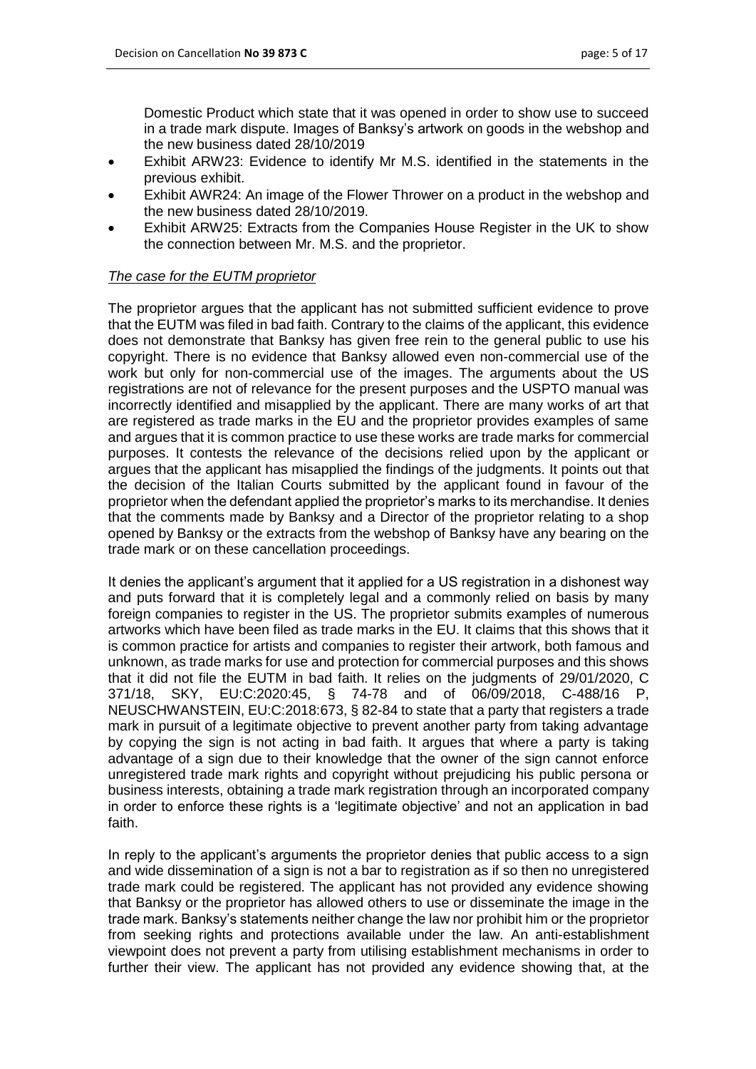Domestic Product which state that it was opened in order to show use to succeed in a trade mark dispute. Images of Banksy's artwork on goods in the webshop and the new business dated 28/10/2019

- Exhibit ARW23: Evidence to identify Mr M.S. identified in the statements in the previous exhibit.
- Exhibit AWR24: An image of the Flower Thrower on a product in the webshop and the new business dated 28/10/2019.
- Exhibit ARW25: Extracts from the Companies House Register in the UK to show the connection between Mr. M.S. and the proprietor.

*The case for the EUTM proprietor*

The proprietor argues that the applicant has not submitted sufficient evidence to prove that the EUTM was filed in bad faith. Contrary to the claims of the applicant, this evidence does not demonstrate that Banksy has given free rein to the general public to use his copyright. There is no evidence that Banksy allowed even non-commercial use of the work but only for non-commercial use of the images. The arguments about the US registrations are not of relevance for the present purposes and the USPTO manual was incorrectly identified and misapplied by the applicant. There are many works of art that are registered as trade marks in the EU and the proprietor provides examples of same and argues that it is common practice to use these works are trade marks for commercial purposes. It contests the relevance of the decisions relied upon by the applicant or argues that the applicant has misapplied the findings of the judgments. It points out that the decision of the Italian Courts submitted by the applicant found in favour of the proprietor when the defendant applied the proprietor's marks to its merchandise. It denies that the comments made by Banksy and a Director of the proprietor relating to a shop opened by Banksy or the extracts from the webshop of Banksy have any bearing on the trade mark or on these cancellation proceedings.

It denies the applicant's argument that it applied for a US registration in a dishonest way and puts forward that it is completely legal and a commonly relied on basis by many foreign companies to register in the US. The proprietor submits examples of numerous artworks which have been filed as trade marks in the EU. It claims that this shows that it is common practice for artists and companies to register their artwork, both famous and unknown, as trade marks for use and protection for commercial purposes and this shows that it did not file the EUTM in bad faith. It relies on the judgments of 29/01/2020, C 371/18, SKY, EU:C:2020:45, § 74-78 and of 06/09/2018, C-488/16 P, NEUSCHWANSTEIN, EU:C:2018:673, § 82-84 to state that a party that registers a trade mark in pursuit of a legitimate objective to prevent another party from taking advantage by copying the sign is not acting in bad faith. It argues that where a party is taking advantage of a sign due to their knowledge that the owner of the sign cannot enforce unregistered trade mark rights and copyright without prejudicing his public persona or business interests, obtaining a trade mark registration through an incorporated company in order to enforce these rights is a 'legitimate objective' and not an application in bad faith.

In reply to the applicant's arguments the proprietor denies that public access to a sign and wide dissemination of a sign is not a bar to registration as if so then no unregistered trade mark could be registered. The applicant has not provided any evidence showing that Banksy or the proprietor has allowed others to use or disseminate the image in the trade mark. Banksy's statements neither change the law nor prohibit him or the proprietor from seeking rights and protections available under the law. An anti-establishment viewpoint does not prevent a party from utilising establishment mechanisms in order to further their view. The applicant has not provided any evidence showing that, at the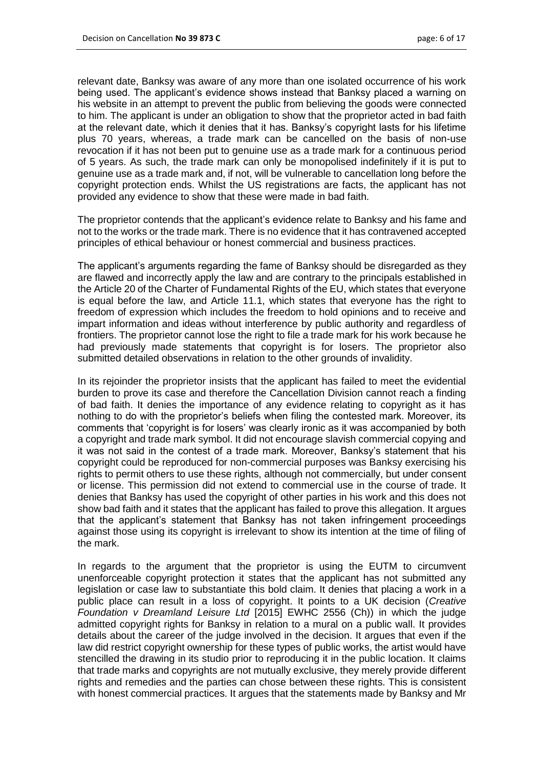relevant date, Banksy was aware of any more than one isolated occurrence of his work being used. The applicant's evidence shows instead that Banksy placed a warning on his website in an attempt to prevent the public from believing the goods were connected to him. The applicant is under an obligation to show that the proprietor acted in bad faith at the relevant date, which it denies that it has. Banksy's copyright lasts for his lifetime plus 70 years, whereas, a trade mark can be cancelled on the basis of non-use revocation if it has not been put to genuine use as a trade mark for a continuous period of 5 years. As such, the trade mark can only be monopolised indefinitely if it is put to genuine use as a trade mark and, if not, will be vulnerable to cancellation long before the copyright protection ends. Whilst the US registrations are facts, the applicant has not provided any evidence to show that these were made in bad faith.

The proprietor contends that the applicant's evidence relate to Banksy and his fame and not to the works or the trade mark. There is no evidence that it has contravened accepted principles of ethical behaviour or honest commercial and business practices.

The applicant's arguments regarding the fame of Banksy should be disregarded as they are flawed and incorrectly apply the law and are contrary to the principals established in the Article 20 of the Charter of Fundamental Rights of the EU, which states that everyone is equal before the law, and Article 11.1, which states that everyone has the right to freedom of expression which includes the freedom to hold opinions and to receive and impart information and ideas without interference by public authority and regardless of frontiers. The proprietor cannot lose the right to file a trade mark for his work because he had previously made statements that copyright is for losers. The proprietor also submitted detailed observations in relation to the other grounds of invalidity.

In its rejoinder the proprietor insists that the applicant has failed to meet the evidential burden to prove its case and therefore the Cancellation Division cannot reach a finding of bad faith. It denies the importance of any evidence relating to copyright as it has nothing to do with the proprietor's beliefs when filing the contested mark. Moreover, its comments that 'copyright is for losers' was clearly ironic as it was accompanied by both a copyright and trade mark symbol. It did not encourage slavish commercial copying and it was not said in the contest of a trade mark. Moreover, Banksy's statement that his copyright could be reproduced for non-commercial purposes was Banksy exercising his rights to permit others to use these rights, although not commercially, but under consent or license. This permission did not extend to commercial use in the course of trade. It denies that Banksy has used the copyright of other parties in his work and this does not show bad faith and it states that the applicant has failed to prove this allegation. It argues that the applicant's statement that Banksy has not taken infringement proceedings against those using its copyright is irrelevant to show its intention at the time of filing of the mark.

In regards to the argument that the proprietor is using the EUTM to circumvent unenforceable copyright protection it states that the applicant has not submitted any legislation or case law to substantiate this bold claim. It denies that placing a work in a public place can result in a loss of copyright. It points to a UK decision (*Creative Foundation v Dreamland Leisure Ltd* [2015] EWHC 2556 (Ch)) in which the judge admitted copyright rights for Banksy in relation to a mural on a public wall. It provides details about the career of the judge involved in the decision. It argues that even if the law did restrict copyright ownership for these types of public works, the artist would have stencilled the drawing in its studio prior to reproducing it in the public location. It claims that trade marks and copyrights are not mutually exclusive, they merely provide different rights and remedies and the parties can chose between these rights. This is consistent with honest commercial practices. It argues that the statements made by Banksy and Mr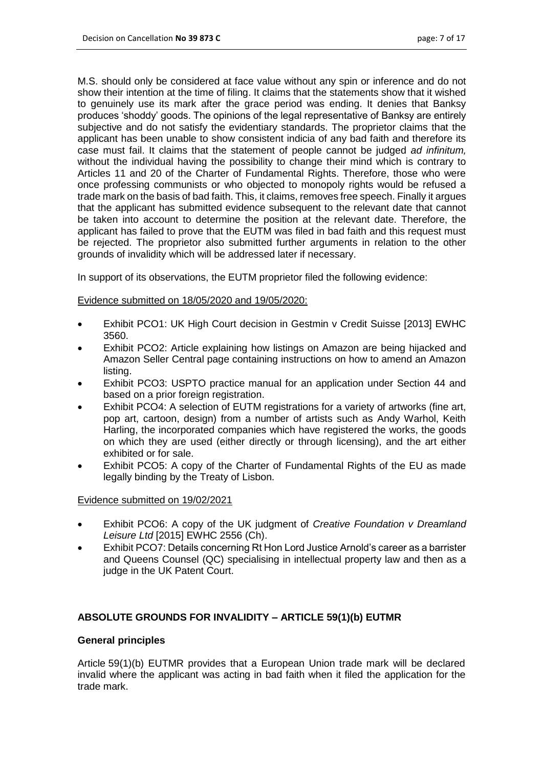M.S. should only be considered at face value without any spin or inference and do not show their intention at the time of filing. It claims that the statements show that it wished to genuinely use its mark after the grace period was ending. It denies that Banksy produces 'shoddy' goods. The opinions of the legal representative of Banksy are entirely subjective and do not satisfy the evidentiary standards. The proprietor claims that the applicant has been unable to show consistent indicia of any bad faith and therefore its case must fail. It claims that the statement of people cannot be judged *ad infinitum,* without the individual having the possibility to change their mind which is contrary to Articles 11 and 20 of the Charter of Fundamental Rights. Therefore, those who were once professing communists or who objected to monopoly rights would be refused a trade mark on the basis of bad faith. This, it claims, removes free speech. Finally it argues that the applicant has submitted evidence subsequent to the relevant date that cannot be taken into account to determine the position at the relevant date. Therefore, the applicant has failed to prove that the EUTM was filed in bad faith and this request must be rejected. The proprietor also submitted further arguments in relation to the other grounds of invalidity which will be addressed later if necessary.

In support of its observations, the EUTM proprietor filed the following evidence:

Evidence submitted on 18/05/2020 and 19/05/2020:

- Exhibit PCO1: UK High Court decision in Gestmin v Credit Suisse [2013] EWHC 3560.
- Exhibit PCO2: Article explaining how listings on Amazon are being hijacked and Amazon Seller Central page containing instructions on how to amend an Amazon listing.
- Exhibit PCO3: USPTO practice manual for an application under Section 44 and based on a prior foreign registration.
- Exhibit PCO4: A selection of EUTM registrations for a variety of artworks (fine art, pop art, cartoon, design) from a number of artists such as Andy Warhol, Keith Harling, the incorporated companies which have registered the works, the goods on which they are used (either directly or through licensing), and the art either exhibited or for sale.
- Exhibit PCO5: A copy of the Charter of Fundamental Rights of the EU as made legally binding by the Treaty of Lisbon.

Evidence submitted on 19/02/2021

- Exhibit PCO6: A copy of the UK judgment of *Creative Foundation v Dreamland Leisure Ltd* [2015] EWHC 2556 (Ch).
- Exhibit PCO7: Details concerning Rt Hon Lord Justice Arnold's career as a barrister and Queens Counsel (QC) specialising in intellectual property law and then as a judge in the UK Patent Court.

## ABSOLUTE GROUNDS FOR INVALIDITY – ARTICLE 59(1)(b) EUTMR

### General principles

Article 59(1)(b) EUTMR provides that a European Union trade mark will be declared invalid where the applicant was acting in bad faith when it filed the application for the trade mark.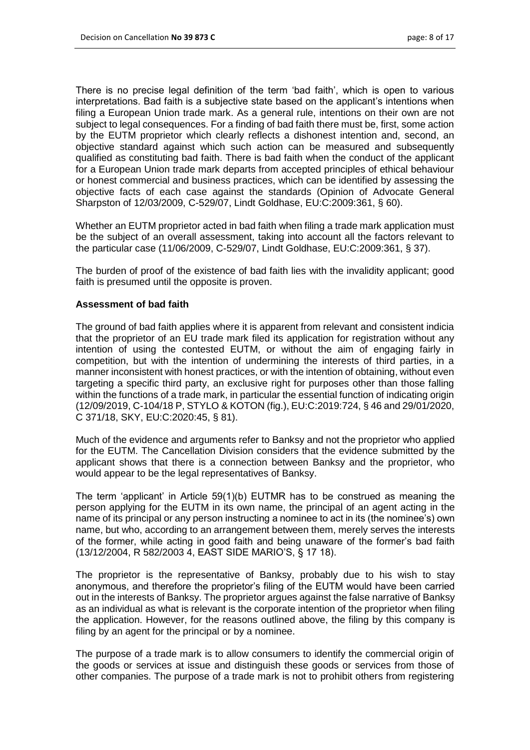There is no precise legal definition of the term 'bad faith', which is open to various interpretations. Bad faith is a subjective state based on the applicant's intentions when filing a European Union trade mark. As a general rule, intentions on their own are not subject to legal consequences. For a finding of bad faith there must be, first, some action by the EUTM proprietor which clearly reflects a dishonest intention and, second, an objective standard against which such action can be measured and subsequently qualified as constituting bad faith. There is bad faith when the conduct of the applicant for a European Union trade mark departs from accepted principles of ethical behaviour or honest commercial and business practices, which can be identified by assessing the objective facts of each case against the standards (Opinion of Advocate General Sharpston of 12/03/2009, C-529/07, Lindt Goldhase, EU:C:2009:361, § 60).

Whether an EUTM proprietor acted in bad faith when filing a trade mark application must be the subject of an overall assessment, taking into account all the factors relevant to the particular case (11/06/2009, C-529/07, Lindt Goldhase, EU:C:2009:361, § 37).

The burden of proof of the existence of bad faith lies with the invalidity applicant; good faith is presumed until the opposite is proven.

**Assessment of bad faith**

The ground of bad faith applies where it is apparent from relevant and consistent indicia that the proprietor of an EU trade mark filed its application for registration without any intention of using the contested EUTM, or without the aim of engaging fairly in competition, but with the intention of undermining the interests of third parties, in a manner inconsistent with honest practices, or with the intention of obtaining, without even targeting a specific third party, an exclusive right for purposes other than those falling within the functions of a trade mark, in particular the essential function of indicating origin (12/09/2019, C-104/18 P, STYLO & KOTON (fig.), EU:C:2019:724, § 46 and 29/01/2020, C 371/18, SKY, EU:C:2020:45, § 81).

Much of the evidence and arguments refer to Banksy and not the proprietor who applied for the EUTM. The Cancellation Division considers that the evidence submitted by the applicant shows that there is a connection between Banksy and the proprietor, who would appear to be the legal representatives of Banksy.

The term 'applicant' in Article 59(1)(b) EUTMR has to be construed as meaning the person applying for the EUTM in its own name, the principal of an agent acting in the name of its principal or any person instructing a nominee to act in its (the nominee's) own name, but who, according to an arrangement between them, merely serves the interests of the former, while acting in good faith and being unaware of the former's bad faith (13/12/2004, R 582/2003 4, EAST SIDE MARIO'S, § 17 18).

The proprietor is the representative of Banksy, probably due to his wish to stay anonymous, and therefore the proprietor's filing of the EUTM would have been carried out in the interests of Banksy. The proprietor argues against the false narrative of Banksy as an individual as what is relevant is the corporate intention of the proprietor when filing the application. However, for the reasons outlined above, the filing by this company is filing by an agent for the principal or by a nominee.

The purpose of a trade mark is to allow consumers to identify the commercial origin of the goods or services at issue and distinguish these goods or services from those of other companies. The purpose of a trade mark is not to prohibit others from registering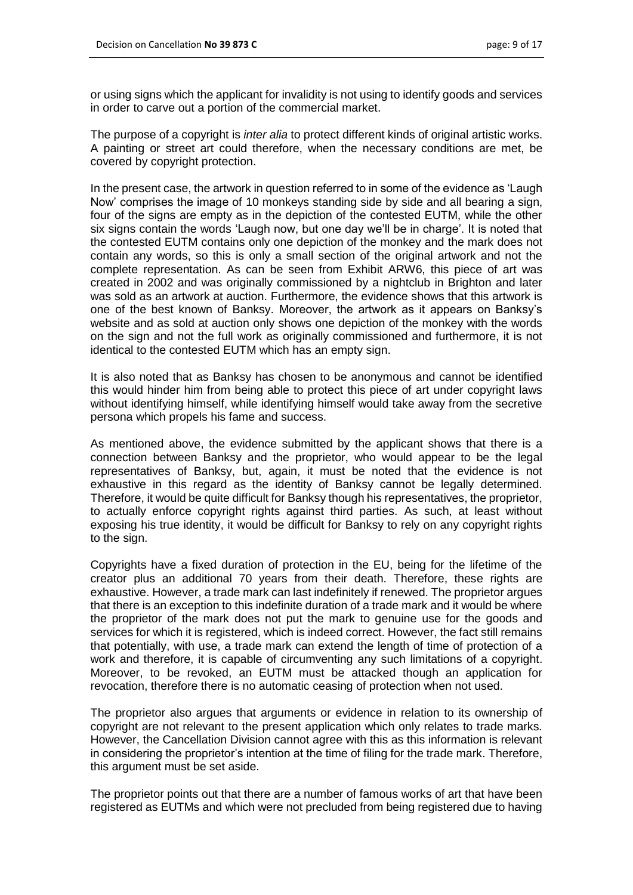or using signs which the applicant for invalidity is not using to identify goods and services in order to carve out a portion of the commercial market.

The purpose of a copyright is *inter alia* to protect different kinds of original artistic works. A painting or street art could therefore, when the necessary conditions are met, be covered by copyright protection.

In the present case, the artwork in question referred to in some of the evidence as 'Laugh Now' comprises the image of 10 monkeys standing side by side and all bearing a sign, four of the signs are empty as in the depiction of the contested EUTM, while the other six signs contain the words 'Laugh now, but one day we'll be in charge'. It is noted that the contested EUTM contains only one depiction of the monkey and the mark does not contain any words, so this is only a small section of the original artwork and not the complete representation. As can be seen from Exhibit ARW6, this piece of art was created in 2002 and was originally commissioned by a nightclub in Brighton and later was sold as an artwork at auction. Furthermore, the evidence shows that this artwork is one of the best known of Banksy. Moreover, the artwork as it appears on Banksy's website and as sold at auction only shows one depiction of the monkey with the words on the sign and not the full work as originally commissioned and furthermore, it is not identical to the contested EUTM which has an empty sign.

It is also noted that as Banksy has chosen to be anonymous and cannot be identified this would hinder him from being able to protect this piece of art under copyright laws without identifying himself, while identifying himself would take away from the secretive persona which propels his fame and success.

As mentioned above, the evidence submitted by the applicant shows that there is a connection between Banksy and the proprietor, who would appear to be the legal representatives of Banksy, but, again, it must be noted that the evidence is not exhaustive in this regard as the identity of Banksy cannot be legally determined. Therefore, it would be quite difficult for Banksy though his representatives, the proprietor, to actually enforce copyright rights against third parties. As such, at least without exposing his true identity, it would be difficult for Banksy to rely on any copyright rights to the sign.

Copyrights have a fixed duration of protection in the EU, being for the lifetime of the creator plus an additional 70 years from their death. Therefore, these rights are exhaustive. However, a trade mark can last indefinitely if renewed. The proprietor argues that there is an exception to this indefinite duration of a trade mark and it would be where the proprietor of the mark does not put the mark to genuine use for the goods and services for which it is registered, which is indeed correct. However, the fact still remains that potentially, with use, a trade mark can extend the length of time of protection of a work and therefore, it is capable of circumventing any such limitations of a copyright. Moreover, to be revoked, an EUTM must be attacked though an application for revocation, therefore there is no automatic ceasing of protection when not used.

The proprietor also argues that arguments or evidence in relation to its ownership of copyright are not relevant to the present application which only relates to trade marks. However, the Cancellation Division cannot agree with this as this information is relevant in considering the proprietor's intention at the time of filing for the trade mark. Therefore, this argument must be set aside.

The proprietor points out that there are a number of famous works of art that have been registered as EUTMs and which were not precluded from being registered due to having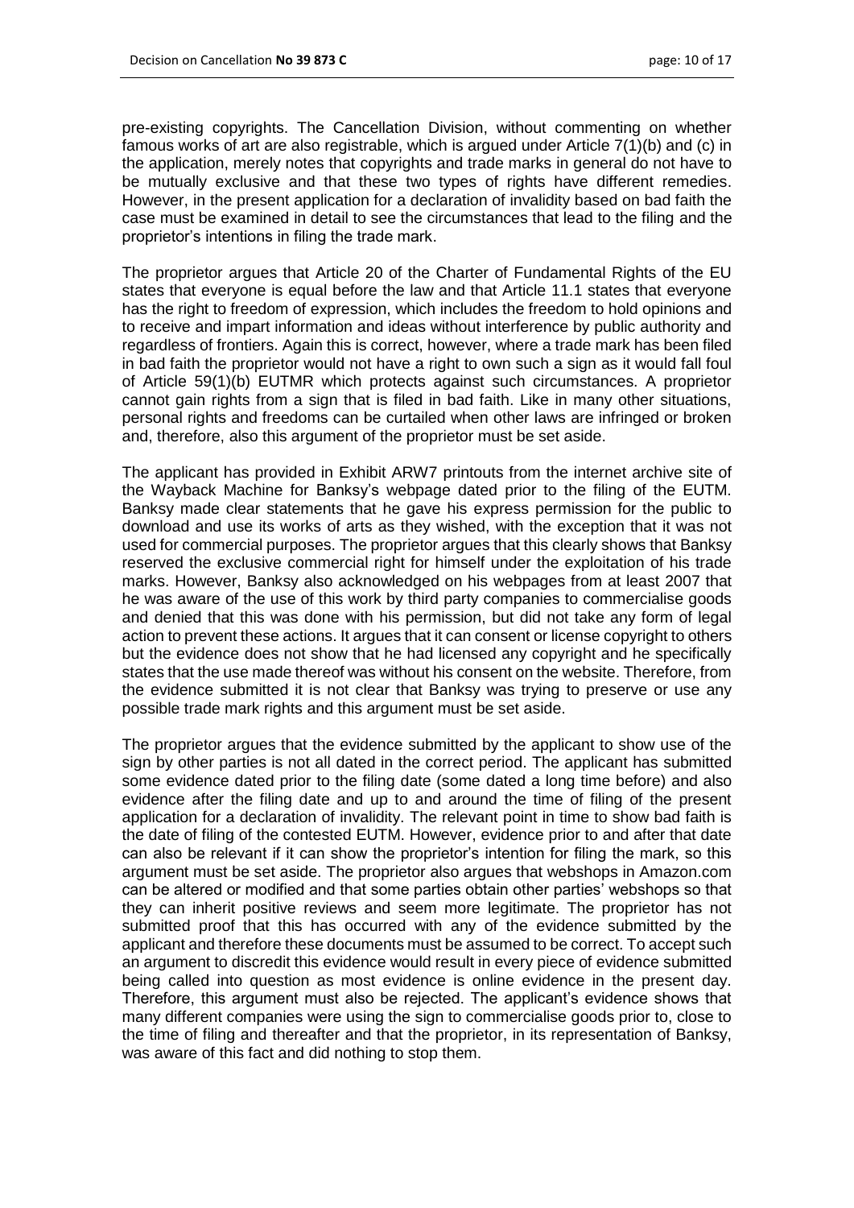pre-existing copyrights. The Cancellation Division, without commenting on whether famous works of art are also registrable, which is argued under Article 7(1)(b) and (c) in the application, merely notes that copyrights and trade marks in general do not have to be mutually exclusive and that these two types of rights have different remedies. However, in the present application for a declaration of invalidity based on bad faith the case must be examined in detail to see the circumstances that lead to the filing and the proprietor's intentions in filing the trade mark.

The proprietor argues that Article 20 of the Charter of Fundamental Rights of the EU states that everyone is equal before the law and that Article 11.1 states that everyone has the right to freedom of expression, which includes the freedom to hold opinions and to receive and impart information and ideas without interference by public authority and regardless of frontiers. Again this is correct, however, where a trade mark has been filed in bad faith the proprietor would not have a right to own such a sign as it would fall foul of Article 59(1)(b) EUTMR which protects against such circumstances. A proprietor cannot gain rights from a sign that is filed in bad faith. Like in many other situations, personal rights and freedoms can be curtailed when other laws are infringed or broken and, therefore, also this argument of the proprietor must be set aside.

The applicant has provided in Exhibit ARW7 printouts from the internet archive site of the Wayback Machine for Banksy's webpage dated prior to the filing of the EUTM. Banksy made clear statements that he gave his express permission for the public to download and use its works of arts as they wished, with the exception that it was not used for commercial purposes. The proprietor argues that this clearly shows that Banksy reserved the exclusive commercial right for himself under the exploitation of his trade marks. However, Banksy also acknowledged on his webpages from at least 2007 that he was aware of the use of this work by third party companies to commercialise goods and denied that this was done with his permission, but did not take any form of legal action to prevent these actions. It argues that it can consent or license copyright to others but the evidence does not show that he had licensed any copyright and he specifically states that the use made thereof was without his consent on the website. Therefore, from the evidence submitted it is not clear that Banksy was trying to preserve or use any possible trade mark rights and this argument must be set aside.

The proprietor argues that the evidence submitted by the applicant to show use of the sign by other parties is not all dated in the correct period. The applicant has submitted some evidence dated prior to the filing date (some dated a long time before) and also evidence after the filing date and up to and around the time of filing of the present application for a declaration of invalidity. The relevant point in time to show bad faith is the date of filing of the contested EUTM. However, evidence prior to and after that date can also be relevant if it can show the proprietor's intention for filing the mark, so this argument must be set aside. The proprietor also argues that webshops in Amazon.com can be altered or modified and that some parties obtain other parties' webshops so that they can inherit positive reviews and seem more legitimate. The proprietor has not submitted proof that this has occurred with any of the evidence submitted by the applicant and therefore these documents must be assumed to be correct. To accept such an argument to discredit this evidence would result in every piece of evidence submitted being called into question as most evidence is online evidence in the present day. Therefore, this argument must also be rejected. The applicant's evidence shows that many different companies were using the sign to commercialise goods prior to, close to the time of filing and thereafter and that the proprietor, in its representation of Banksy, was aware of this fact and did nothing to stop them.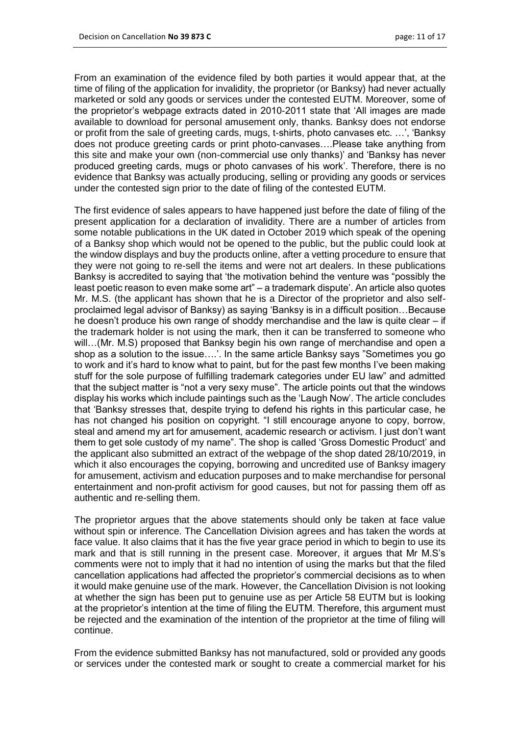From an examination of the evidence filed by both parties it would appear that, at the time of filing of the application for invalidity, the proprietor (or Banksy) had never actually marketed or sold any goods or services under the contested EUTM. Moreover, some of the proprietor's webpage extracts dated in 2010-2011 state that 'All images are made available to download for personal amusement only, thanks. Banksy does not endorse or profit from the sale of greeting cards, mugs, t-shirts, photo canvases etc. …', 'Banksy does not produce greeting cards or print photo-canvases….Please take anything from this site and make your own (non-commercial use only thanks)' and 'Banksy has never produced greeting cards, mugs or photo canvases of his work'. Therefore, there is no evidence that Banksy was actually producing, selling or providing any goods or services under the contested sign prior to the date of filing of the contested EUTM.

The first evidence of sales appears to have happened just before the date of filing of the present application for a declaration of invalidity. There are a number of articles from some notable publications in the UK dated in October 2019 which speak of the opening of a Banksy shop which would not be opened to the public, but the public could look at the window displays and buy the products online, after a vetting procedure to ensure that they were not going to re-sell the items and were not art dealers. In these publications Banksy is accredited to saying that 'the motivation behind the venture was "possibly the least poetic reason to even make some art" – a trademark dispute'. An article also quotes Mr. M.S. (the applicant has shown that he is a Director of the proprietor and also self-proclaimed legal advisor of Banksy) as saying 'Banksy is in a difficult position…Because he doesn't produce his own range of shoddy merchandise and the law is quite clear – if the trademark holder is not using the mark, then it can be transferred to someone who will…(Mr. M.S) proposed that Banksy begin his own range of merchandise and open a shop as a solution to the issue….'. In the same article Banksy says "Sometimes you go to work and it's hard to know what to paint, but for the past few months I've been making stuff for the sole purpose of fulfilling trademark categories under EU law" and admitted that the subject matter is "not a very sexy muse". The article points out that the windows display his works which include paintings such as the 'Laugh Now'. The article concludes that 'Banksy stresses that, despite trying to defend his rights in this particular case, he has not changed his position on copyright. "I still encourage anyone to copy, borrow, steal and amend my art for amusement, academic research or activism. I just don't want them to get sole custody of my name". The shop is called 'Gross Domestic Product' and the applicant also submitted an extract of the webpage of the shop dated 28/10/2019, in which it also encourages the copying, borrowing and uncredited use of Banksy imagery for amusement, activism and education purposes and to make merchandise for personal entertainment and non-profit activism for good causes, but not for passing them off as authentic and re-selling them.

The proprietor argues that the above statements should only be taken at face value without spin or inference. The Cancellation Division agrees and has taken the words at face value. It also claims that it has the five year grace period in which to begin to use its mark and that is still running in the present case. Moreover, it argues that Mr M.S's comments were not to imply that it had no intention of using the marks but that the filed cancellation applications had affected the proprietor's commercial decisions as to when it would make genuine use of the mark. However, the Cancellation Division is not looking at whether the sign has been put to genuine use as per Article 58 EUTM but is looking at the proprietor's intention at the time of filing the EUTM. Therefore, this argument must be rejected and the examination of the intention of the proprietor at the time of filing will continue.

From the evidence submitted Banksy has not manufactured, sold or provided any goods or services under the contested mark or sought to create a commercial market for his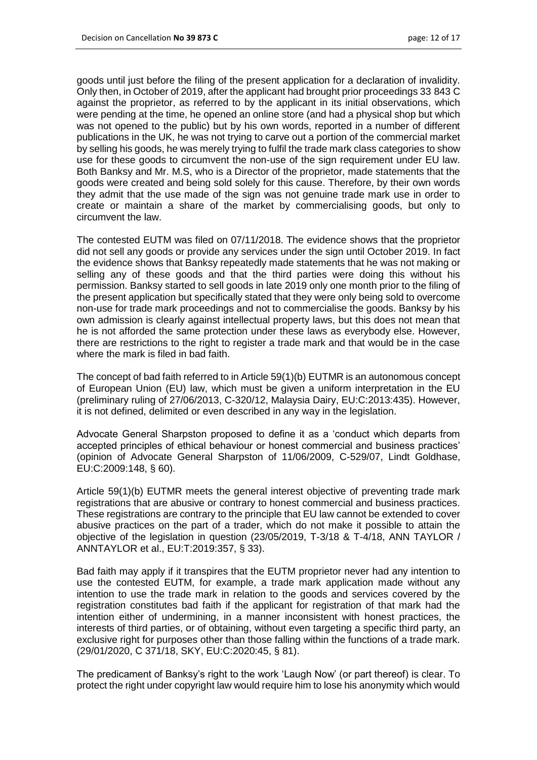goods until just before the filing of the present application for a declaration of invalidity. Only then, in October of 2019, after the applicant had brought prior proceedings 33 843 C against the proprietor, as referred to by the applicant in its initial observations, which were pending at the time, he opened an online store (and had a physical shop but which was not opened to the public) but by his own words, reported in a number of different publications in the UK, he was not trying to carve out a portion of the commercial market by selling his goods, he was merely trying to fulfil the trade mark class categories to show use for these goods to circumvent the non-use of the sign requirement under EU law. Both Banksy and Mr. M.S, who is a Director of the proprietor, made statements that the goods were created and being sold solely for this cause. Therefore, by their own words they admit that the use made of the sign was not genuine trade mark use in order to create or maintain a share of the market by commercialising goods, but only to circumvent the law.

The contested EUTM was filed on 07/11/2018. The evidence shows that the proprietor did not sell any goods or provide any services under the sign until October 2019. In fact the evidence shows that Banksy repeatedly made statements that he was not making or selling any of these goods and that the third parties were doing this without his permission. Banksy started to sell goods in late 2019 only one month prior to the filing of the present application but specifically stated that they were only being sold to overcome non-use for trade mark proceedings and not to commercialise the goods. Banksy by his own admission is clearly against intellectual property laws, but this does not mean that he is not afforded the same protection under these laws as everybody else. However, there are restrictions to the right to register a trade mark and that would be in the case where the mark is filed in bad faith.

The concept of bad faith referred to in Article 59(1)(b) EUTMR is an autonomous concept of European Union (EU) law, which must be given a uniform interpretation in the EU (preliminary ruling of 27/06/2013, C-320/12, Malaysia Dairy, EU:C:2013:435). However, it is not defined, delimited or even described in any way in the legislation.

Advocate General Sharpston proposed to define it as a 'conduct which departs from accepted principles of ethical behaviour or honest commercial and business practices' (opinion of Advocate General Sharpston of 11/06/2009, C-529/07, Lindt Goldhase, EU:C:2009:148, § 60).

Article 59(1)(b) EUTMR meets the general interest objective of preventing trade mark registrations that are abusive or contrary to honest commercial and business practices. These registrations are contrary to the principle that EU law cannot be extended to cover abusive practices on the part of a trader, which do not make it possible to attain the objective of the legislation in question (23/05/2019, T-3/18 & T-4/18, ANN TAYLOR / ANNTAYLOR et al., EU:T:2019:357, § 33).

Bad faith may apply if it transpires that the EUTM proprietor never had any intention to use the contested EUTM, for example, a trade mark application made without any intention to use the trade mark in relation to the goods and services covered by the registration constitutes bad faith if the applicant for registration of that mark had the intention either of undermining, in a manner inconsistent with honest practices, the interests of third parties, or of obtaining, without even targeting a specific third party, an exclusive right for purposes other than those falling within the functions of a trade mark. (29/01/2020, C 371/18, SKY, EU:C:2020:45, § 81).

The predicament of Banksy's right to the work 'Laugh Now' (or part thereof) is clear. To protect the right under copyright law would require him to lose his anonymity which would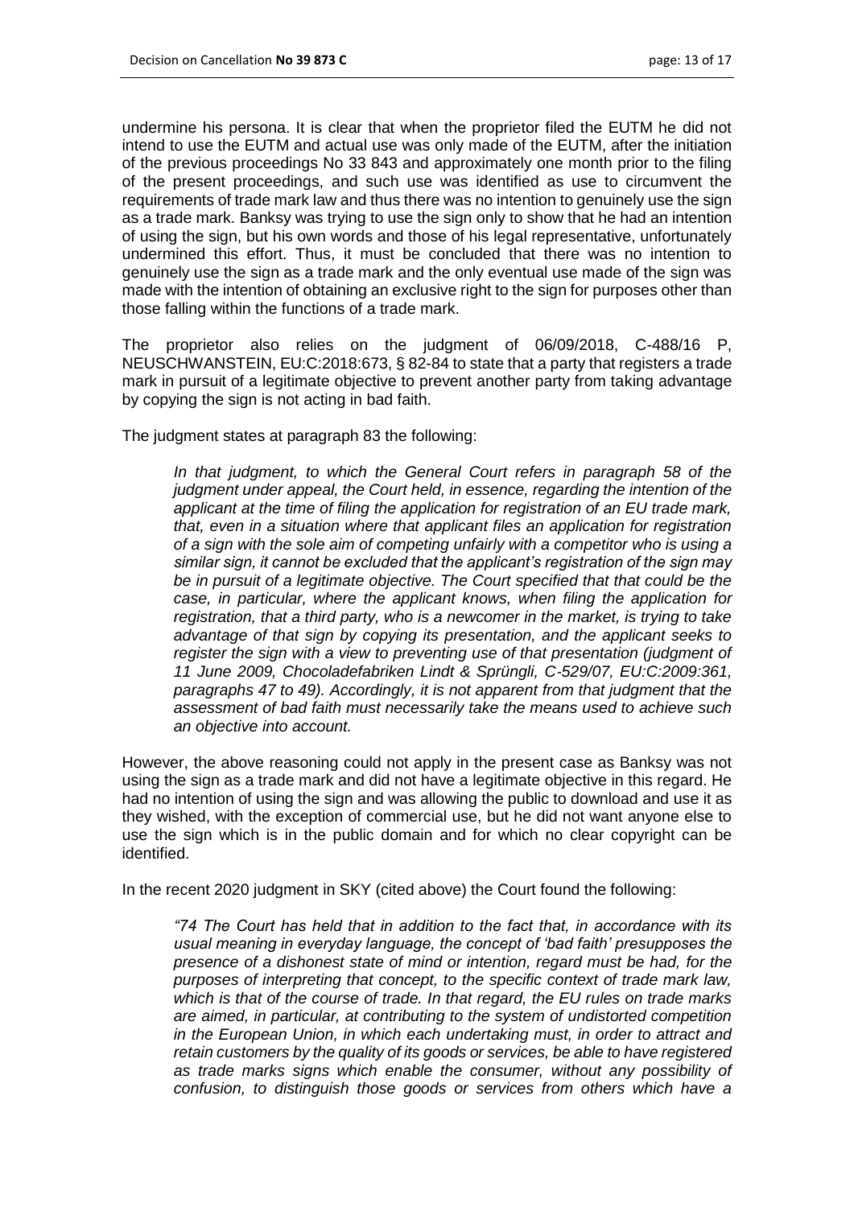undermine his persona. It is clear that when the proprietor filed the EUTM he did not intend to use the EUTM and actual use was only made of the EUTM, after the initiation of the previous proceedings No 33 843 and approximately one month prior to the filing of the present proceedings, and such use was identified as use to circumvent the requirements of trade mark law and thus there was no intention to genuinely use the sign as a trade mark. Banksy was trying to use the sign only to show that he had an intention of using the sign, but his own words and those of his legal representative, unfortunately undermined this effort. Thus, it must be concluded that there was no intention to genuinely use the sign as a trade mark and the only eventual use made of the sign was made with the intention of obtaining an exclusive right to the sign for purposes other than those falling within the functions of a trade mark.

The proprietor also relies on the judgment of 06/09/2018, C-488/16 P, NEUSCHWANSTEIN, EU:C:2018:673, § 82-84 to state that a party that registers a trade mark in pursuit of a legitimate objective to prevent another party from taking advantage by copying the sign is not acting in bad faith.

The judgment states at paragraph 83 the following:

> *In that judgment, to which the General Court refers in paragraph 58 of the judgment under appeal, the Court held, in essence, regarding the intention of the applicant at the time of filing the application for registration of an EU trade mark, that, even in a situation where that applicant files an application for registration of a sign with the sole aim of competing unfairly with a competitor who is using a similar sign, it cannot be excluded that the applicant's registration of the sign may be in pursuit of a legitimate objective. The Court specified that that could be the case, in particular, where the applicant knows, when filing the application for registration, that a third party, who is a newcomer in the market, is trying to take advantage of that sign by copying its presentation, and the applicant seeks to register the sign with a view to preventing use of that presentation (judgment of 11 June 2009, Chocoladefabriken Lindt & Sprüngli, C-529/07, EU:C:2009:361, paragraphs 47 to 49). Accordingly, it is not apparent from that judgment that the assessment of bad faith must necessarily take the means used to achieve such an objective into account.*

However, the above reasoning could not apply in the present case as Banksy was not using the sign as a trade mark and did not have a legitimate objective in this regard. He had no intention of using the sign and was allowing the public to download and use it as they wished, with the exception of commercial use, but he did not want anyone else to use the sign which is in the public domain and for which no clear copyright can be identified.

In the recent 2020 judgment in SKY (cited above) the Court found the following:

> *"74 The Court has held that in addition to the fact that, in accordance with its usual meaning in everyday language, the concept of 'bad faith' presupposes the presence of a dishonest state of mind or intention, regard must be had, for the purposes of interpreting that concept, to the specific context of trade mark law, which is that of the course of trade. In that regard, the EU rules on trade marks are aimed, in particular, at contributing to the system of undistorted competition in the European Union, in which each undertaking must, in order to attract and retain customers by the quality of its goods or services, be able to have registered as trade marks signs which enable the consumer, without any possibility of confusion, to distinguish those goods or services from others which have a*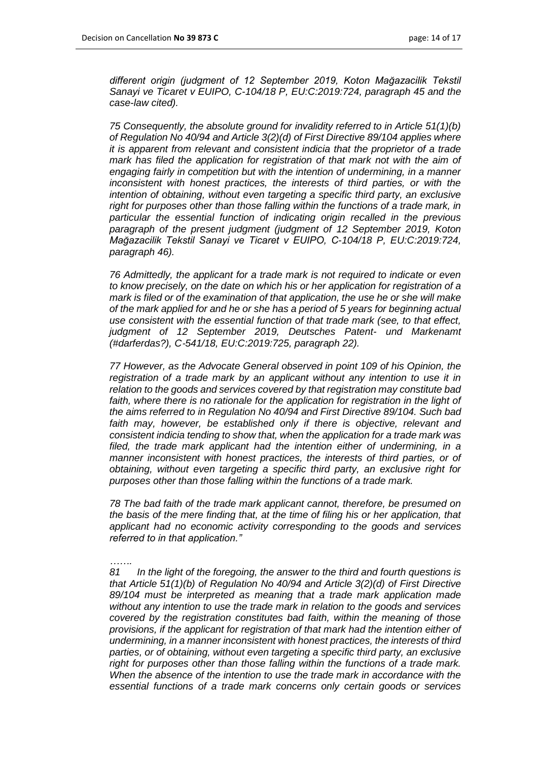*different origin (judgment of 12 September 2019, Koton Mağazacilik Tekstil Sanayi ve Ticaret v EUIPO, C-104/18 P, EU:C:2019:724, paragraph 45 and the case-law cited).*

*75 Consequently, the absolute ground for invalidity referred to in Article 51(1)(b) of Regulation No 40/94 and Article 3(2)(d) of First Directive 89/104 applies where it is apparent from relevant and consistent indicia that the proprietor of a trade mark has filed the application for registration of that mark not with the aim of engaging fairly in competition but with the intention of undermining, in a manner inconsistent with honest practices, the interests of third parties, or with the intention of obtaining, without even targeting a specific third party, an exclusive right for purposes other than those falling within the functions of a trade mark, in particular the essential function of indicating origin recalled in the previous paragraph of the present judgment (judgment of 12 September 2019, Koton Mağazacilik Tekstil Sanayi ve Ticaret v EUIPO, C-104/18 P, EU:C:2019:724, paragraph 46).*

*76 Admittedly, the applicant for a trade mark is not required to indicate or even to know precisely, on the date on which his or her application for registration of a mark is filed or of the examination of that application, the use he or she will make of the mark applied for and he or she has a period of 5 years for beginning actual use consistent with the essential function of that trade mark (see, to that effect, judgment of 12 September 2019, Deutsches Patent- und Markenamt (#darferdas?), C-541/18, EU:C:2019:725, paragraph 22).*

*77 However, as the Advocate General observed in point 109 of his Opinion, the registration of a trade mark by an applicant without any intention to use it in relation to the goods and services covered by that registration may constitute bad faith, where there is no rationale for the application for registration in the light of the aims referred to in Regulation No 40/94 and First Directive 89/104. Such bad faith may, however, be established only if there is objective, relevant and consistent indicia tending to show that, when the application for a trade mark was filed, the trade mark applicant had the intention either of undermining, in a manner inconsistent with honest practices, the interests of third parties, or of obtaining, without even targeting a specific third party, an exclusive right for purposes other than those falling within the functions of a trade mark.*

*78 The bad faith of the trade mark applicant cannot, therefore, be presumed on the basis of the mere finding that, at the time of filing his or her application, that applicant had no economic activity corresponding to the goods and services referred to in that application."*

*…….*

*81 In the light of the foregoing, the answer to the third and fourth questions is that Article 51(1)(b) of Regulation No 40/94 and Article 3(2)(d) of First Directive 89/104 must be interpreted as meaning that a trade mark application made without any intention to use the trade mark in relation to the goods and services covered by the registration constitutes bad faith, within the meaning of those provisions, if the applicant for registration of that mark had the intention either of undermining, in a manner inconsistent with honest practices, the interests of third parties, or of obtaining, without even targeting a specific third party, an exclusive right for purposes other than those falling within the functions of a trade mark. When the absence of the intention to use the trade mark in accordance with the essential functions of a trade mark concerns only certain goods or services*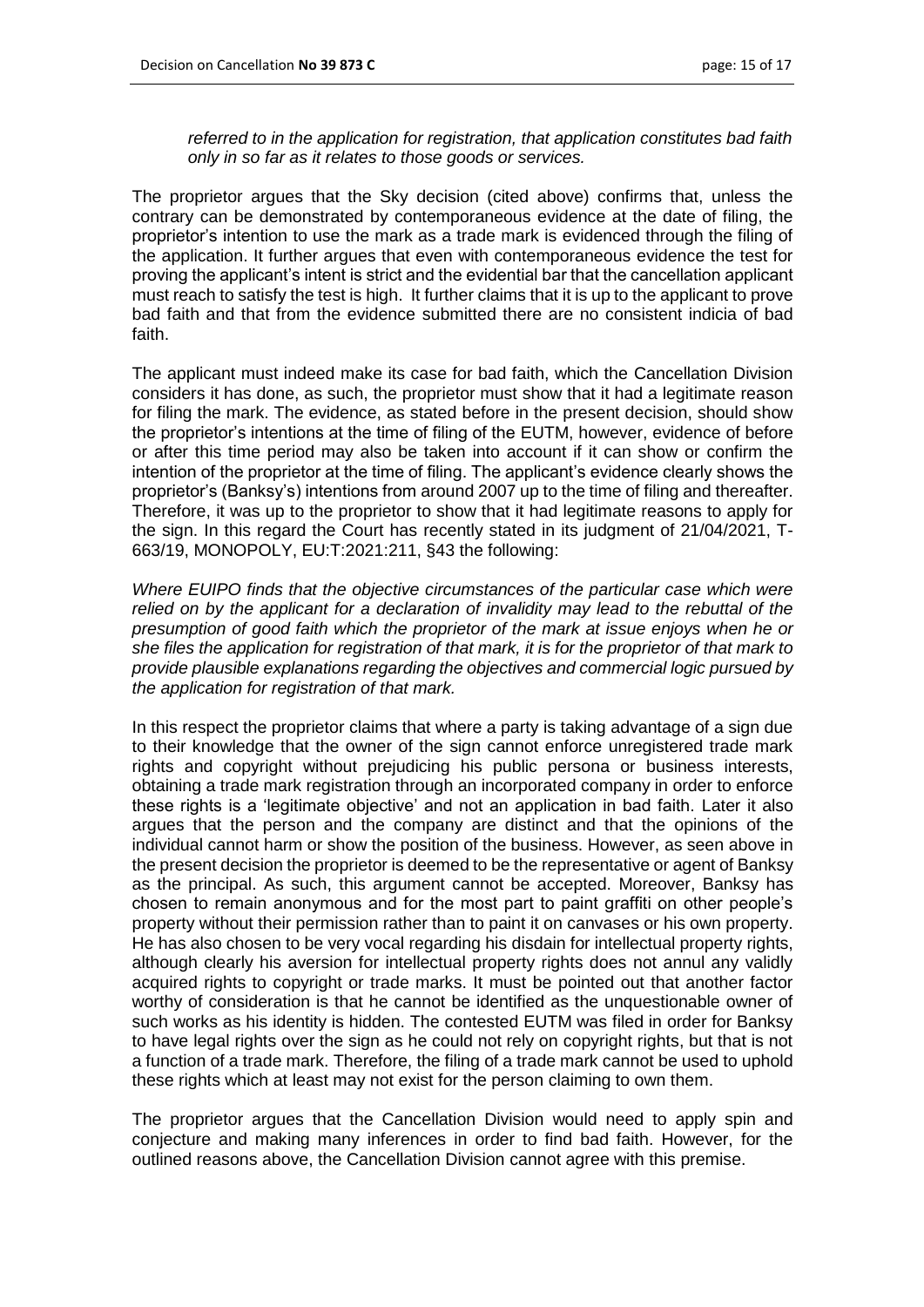*referred to in the application for registration, that application constitutes bad faith only in so far as it relates to those goods or services.*

The proprietor argues that the Sky decision (cited above) confirms that, unless the contrary can be demonstrated by contemporaneous evidence at the date of filing, the proprietor's intention to use the mark as a trade mark is evidenced through the filing of the application. It further argues that even with contemporaneous evidence the test for proving the applicant's intent is strict and the evidential bar that the cancellation applicant must reach to satisfy the test is high. It further claims that it is up to the applicant to prove bad faith and that from the evidence submitted there are no consistent indicia of bad faith.

The applicant must indeed make its case for bad faith, which the Cancellation Division considers it has done, as such, the proprietor must show that it had a legitimate reason for filing the mark. The evidence, as stated before in the present decision, should show the proprietor's intentions at the time of filing of the EUTM, however, evidence of before or after this time period may also be taken into account if it can show or confirm the intention of the proprietor at the time of filing. The applicant's evidence clearly shows the proprietor's (Banksy's) intentions from around 2007 up to the time of filing and thereafter. Therefore, it was up to the proprietor to show that it had legitimate reasons to apply for the sign. In this regard the Court has recently stated in its judgment of 21/04/2021, T-663/19, MONOPOLY, EU:T:2021:211, §43 the following:

*Where EUIPO finds that the objective circumstances of the particular case which were relied on by the applicant for a declaration of invalidity may lead to the rebuttal of the presumption of good faith which the proprietor of the mark at issue enjoys when he or she files the application for registration of that mark, it is for the proprietor of that mark to provide plausible explanations regarding the objectives and commercial logic pursued by the application for registration of that mark.*

In this respect the proprietor claims that where a party is taking advantage of a sign due to their knowledge that the owner of the sign cannot enforce unregistered trade mark rights and copyright without prejudicing his public persona or business interests, obtaining a trade mark registration through an incorporated company in order to enforce these rights is a 'legitimate objective' and not an application in bad faith. Later it also argues that the person and the company are distinct and that the opinions of the individual cannot harm or show the position of the business. However, as seen above in the present decision the proprietor is deemed to be the representative or agent of Banksy as the principal. As such, this argument cannot be accepted. Moreover, Banksy has chosen to remain anonymous and for the most part to paint graffiti on other people's property without their permission rather than to paint it on canvases or his own property. He has also chosen to be very vocal regarding his disdain for intellectual property rights, although clearly his aversion for intellectual property rights does not annul any validly acquired rights to copyright or trade marks. It must be pointed out that another factor worthy of consideration is that he cannot be identified as the unquestionable owner of such works as his identity is hidden. The contested EUTM was filed in order for Banksy to have legal rights over the sign as he could not rely on copyright rights, but that is not a function of a trade mark. Therefore, the filing of a trade mark cannot be used to uphold these rights which at least may not exist for the person claiming to own them.

The proprietor argues that the Cancellation Division would need to apply spin and conjecture and making many inferences in order to find bad faith. However, for the outlined reasons above, the Cancellation Division cannot agree with this premise.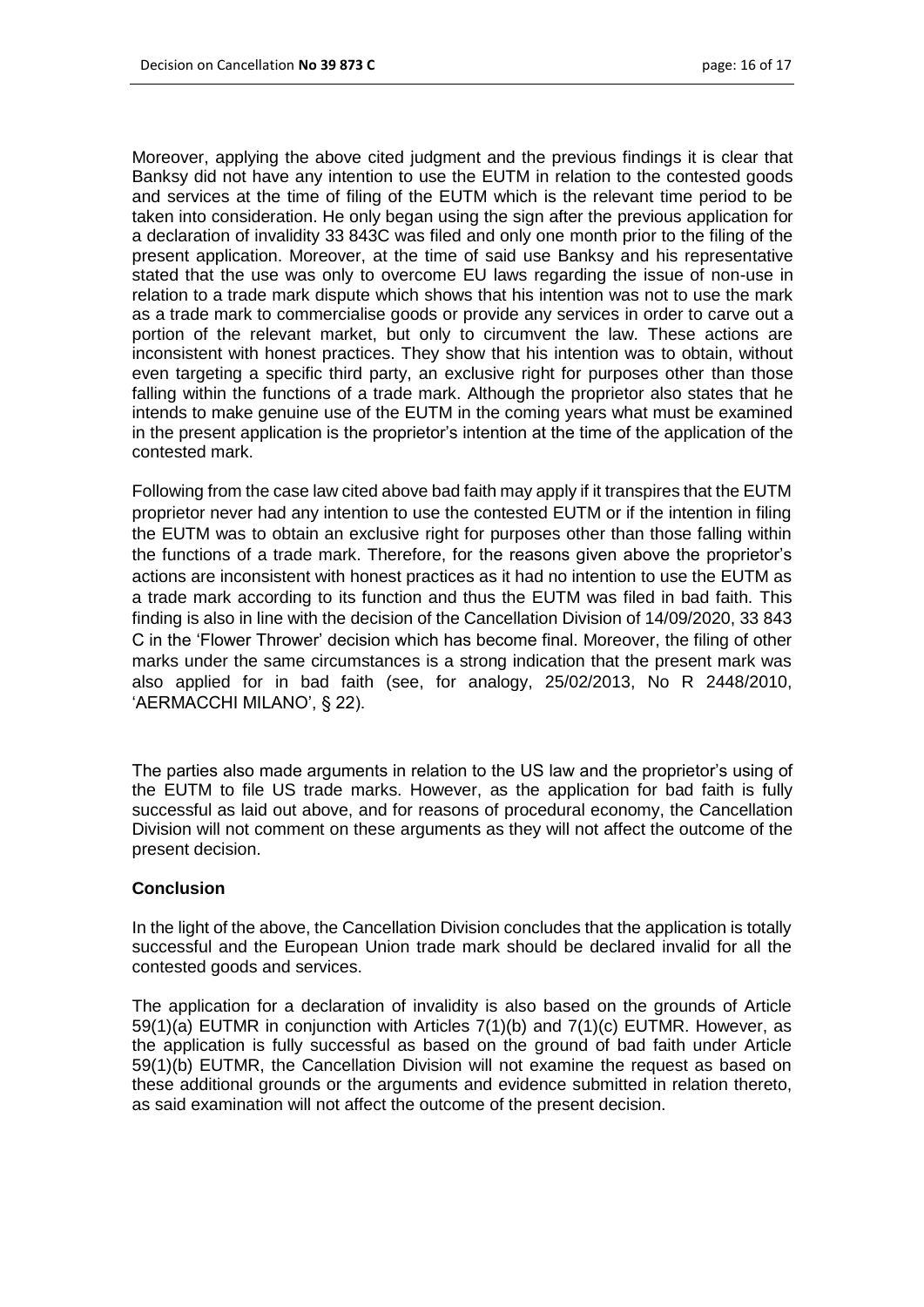Moreover, applying the above cited judgment and the previous findings it is clear that Banksy did not have any intention to use the EUTM in relation to the contested goods and services at the time of filing of the EUTM which is the relevant time period to be taken into consideration. He only began using the sign after the previous application for a declaration of invalidity 33 843C was filed and only one month prior to the filing of the present application. Moreover, at the time of said use Banksy and his representative stated that the use was only to overcome EU laws regarding the issue of non-use in relation to a trade mark dispute which shows that his intention was not to use the mark as a trade mark to commercialise goods or provide any services in order to carve out a portion of the relevant market, but only to circumvent the law. These actions are inconsistent with honest practices. They show that his intention was to obtain, without even targeting a specific third party, an exclusive right for purposes other than those falling within the functions of a trade mark. Although the proprietor also states that he intends to make genuine use of the EUTM in the coming years what must be examined in the present application is the proprietor's intention at the time of the application of the contested mark.

Following from the case law cited above bad faith may apply if it transpires that the EUTM proprietor never had any intention to use the contested EUTM or if the intention in filing the EUTM was to obtain an exclusive right for purposes other than those falling within the functions of a trade mark. Therefore, for the reasons given above the proprietor's actions are inconsistent with honest practices as it had no intention to use the EUTM as a trade mark according to its function and thus the EUTM was filed in bad faith. This finding is also in line with the decision of the Cancellation Division of 14/09/2020, 33 843 C in the 'Flower Thrower' decision which has become final. Moreover, the filing of other marks under the same circumstances is a strong indication that the present mark was also applied for in bad faith (see, for analogy, 25/02/2013, No R 2448/2010, 'AERMACCHI MILANO', § 22).

The parties also made arguments in relation to the US law and the proprietor's using of the EUTM to file US trade marks. However, as the application for bad faith is fully successful as laid out above, and for reasons of procedural economy, the Cancellation Division will not comment on these arguments as they will not affect the outcome of the present decision.

**Conclusion**

In the light of the above, the Cancellation Division concludes that the application is totally successful and the European Union trade mark should be declared invalid for all the contested goods and services.

The application for a declaration of invalidity is also based on the grounds of Article 59(1)(a) EUTMR in conjunction with Articles 7(1)(b) and 7(1)(c) EUTMR. However, as the application is fully successful as based on the ground of bad faith under Article 59(1)(b) EUTMR, the Cancellation Division will not examine the request as based on these additional grounds or the arguments and evidence submitted in relation thereto, as said examination will not affect the outcome of the present decision.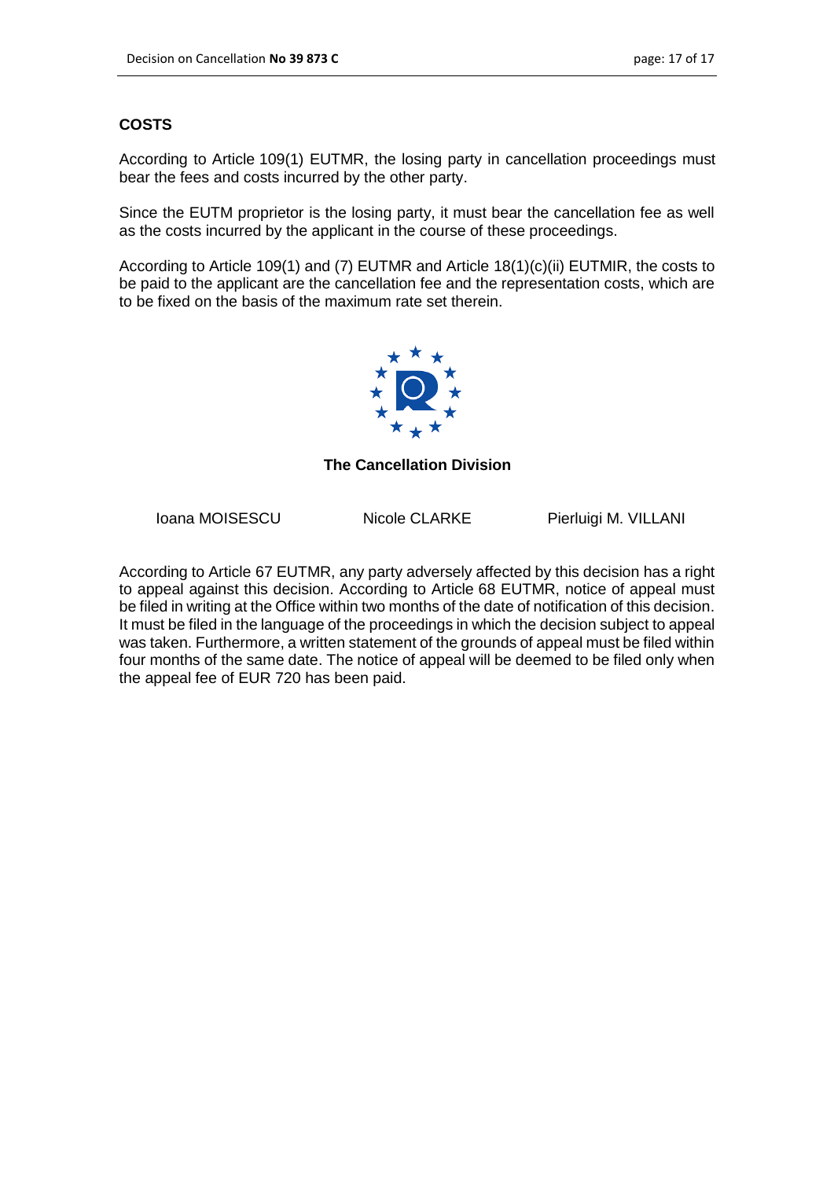## COSTS

According to Article 109(1) EUTMR, the losing party in cancellation proceedings must bear the fees and costs incurred by the other party.

Since the EUTM proprietor is the losing party, it must bear the cancellation fee as well as the costs incurred by the applicant in the course of these proceedings.

According to Article 109(1) and (7) EUTMR and Article 18(1)(c)(ii) EUTMIR, the costs to be paid to the applicant are the cancellation fee and the representation costs, which are to be fixed on the basis of the maximum rate set therein.

**The Cancellation Division**

| | | |
|---|---|---|
| Ioana MOISESCU | Nicole CLARKE | Pierluigi M. VILLANI |

According to Article 67 EUTMR, any party adversely affected by this decision has a right to appeal against this decision. According to Article 68 EUTMR, notice of appeal must be filed in writing at the Office within two months of the date of notification of this decision. It must be filed in the language of the proceedings in which the decision subject to appeal was taken. Furthermore, a written statement of the grounds of appeal must be filed within four months of the same date. The notice of appeal will be deemed to be filed only when the appeal fee of EUR 720 has been paid.